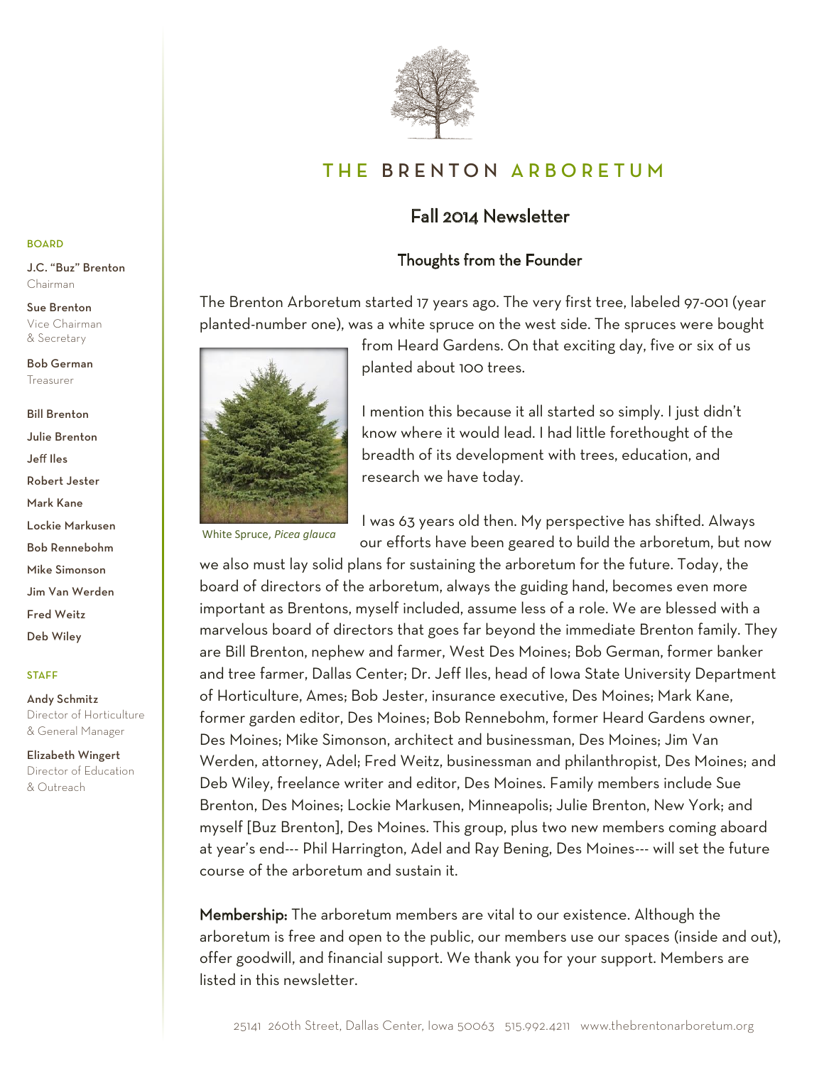# THE BRENTON ARBORETUM

## Fall 2014 Newsletter

### Thoughts from the Founder

The Brenton Arboretum started 17 years ago. The very first tree, labeled 97-001 (year planted-number one), was a white spruce on the west side. The spruces were bought from Heard Gardens. On that exciting day, five or six of us planted about 100 trees.

White Spruce, *Picea glauca*

I mention this because it all started so simply. I just didn't know where it would lead. I had little forethought of the breadth of its development with trees, education, and research we have today.

I was 63 years old then. My perspective has shifted. Always our efforts have been geared to build the arboretum, but now we also must lay solid plans for sustaining the arboretum for the future. Today, the board of directors of the arboretum, always the guiding hand, becomes even more important as Brentons, myself included, assume less of a role. We are blessed with a marvelous board of directors that goes far beyond the immediate Brenton family. They are Bill Brenton, nephew and farmer, West Des Moines; Bob German, former banker and tree farmer, Dallas Center; Dr. Jeff Iles, head of Iowa State University Department of Horticulture, Ames; Bob Jester, insurance executive, Des Moines; Mark Kane, former garden editor, Des Moines; Bob Rennebohm, former Heard Gardens owner, Des Moines; Mike Simonson, architect and businessman, Des Moines; Jim Van Werden, attorney, Adel; Fred Weitz, businessman and philanthropist, Des Moines; and Deb Wiley, freelance writer and editor, Des Moines. Family members include Sue Brenton, Des Moines; Lockie Markusen, Minneapolis; Julie Brenton, New York; and myself [Buz Brenton], Des Moines. This group, plus two new members coming aboard at year's end--- Phil Harrington, Adel and Ray Bening, Des Moines--- will set the future course of the arboretum and sustain it.

**Membership:** The arboretum members are vital to our existence. Although the arboretum is free and open to the public, our members use our spaces (inside and out), offer goodwill, and financial support. We thank you for your support. Members are listed in this newsletter.

**BOARD**

J.C. "Buz" Brenton
Chairman

Sue Brenton
Vice Chairman & Secretary

Bob German
Treasurer

Bill Brenton
Julie Brenton
Jeff Iles
Robert Jester
Mark Kane
Lockie Markusen
Bob Rennebohm
Mike Simonson
Jim Van Werden
Fred Weitz
Deb Wiley

**STAFF**

Andy Schmitz
Director of Horticulture & General Manager

Elizabeth Wingert
Director of Education & Outreach

25141 260th Street, Dallas Center, Iowa 50063 515.992.4211 www.thebrentonarboretum.org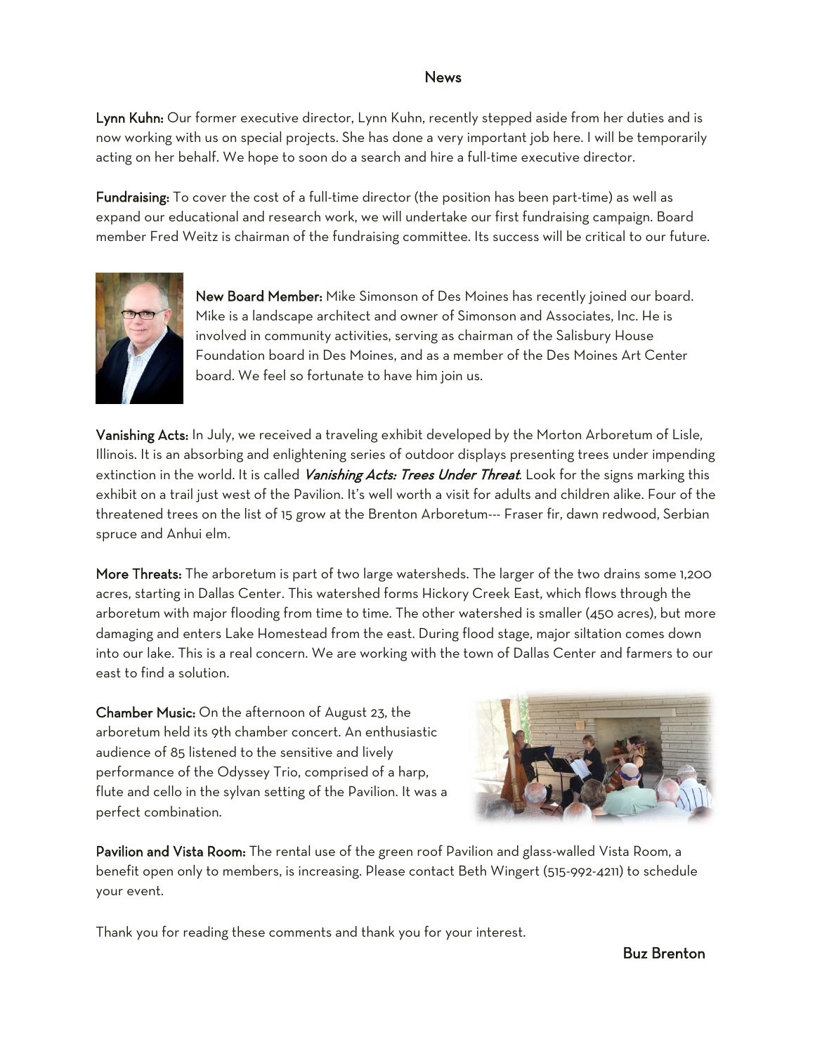# News

**Lynn Kuhn:** Our former executive director, Lynn Kuhn, recently stepped aside from her duties and is now working with us on special projects. She has done a very important job here. I will be temporarily acting on her behalf. We hope to soon do a search and hire a full-time executive director.

**Fundraising:** To cover the cost of a full-time director (the position has been part-time) as well as expand our educational and research work, we will undertake our first fundraising campaign. Board member Fred Weitz is chairman of the fundraising committee. Its success will be critical to our future.

**New Board Member:** Mike Simonson of Des Moines has recently joined our board. Mike is a landscape architect and owner of Simonson and Associates, Inc. He is involved in community activities, serving as chairman of the Salisbury House Foundation board in Des Moines, and as a member of the Des Moines Art Center board. We feel so fortunate to have him join us.

**Vanishing Acts:** In July, we received a traveling exhibit developed by the Morton Arboretum of Lisle, Illinois. It is an absorbing and enlightening series of outdoor displays presenting trees under impending extinction in the world. It is called ***Vanishing Acts: Trees Under Threat***. Look for the signs marking this exhibit on a trail just west of the Pavilion. It's well worth a visit for adults and children alike. Four of the threatened trees on the list of 15 grow at the Brenton Arboretum--- Fraser fir, dawn redwood, Serbian spruce and Anhui elm.

**More Threats:** The arboretum is part of two large watersheds. The larger of the two drains some 1,200 acres, starting in Dallas Center. This watershed forms Hickory Creek East, which flows through the arboretum with major flooding from time to time. The other watershed is smaller (450 acres), but more damaging and enters Lake Homestead from the east. During flood stage, major siltation comes down into our lake. This is a real concern. We are working with the town of Dallas Center and farmers to our east to find a solution.

**Chamber Music:** On the afternoon of August 23, the arboretum held its 9th chamber concert. An enthusiastic audience of 85 listened to the sensitive and lively performance of the Odyssey Trio, comprised of a harp, flute and cello in the sylvan setting of the Pavilion. It was a perfect combination.

**Pavilion and Vista Room:** The rental use of the green roof Pavilion and glass-walled Vista Room, a benefit open only to members, is increasing. Please contact Beth Wingert (515-992-4211) to schedule your event.

Thank you for reading these comments and thank you for your interest.

**Buz Brenton**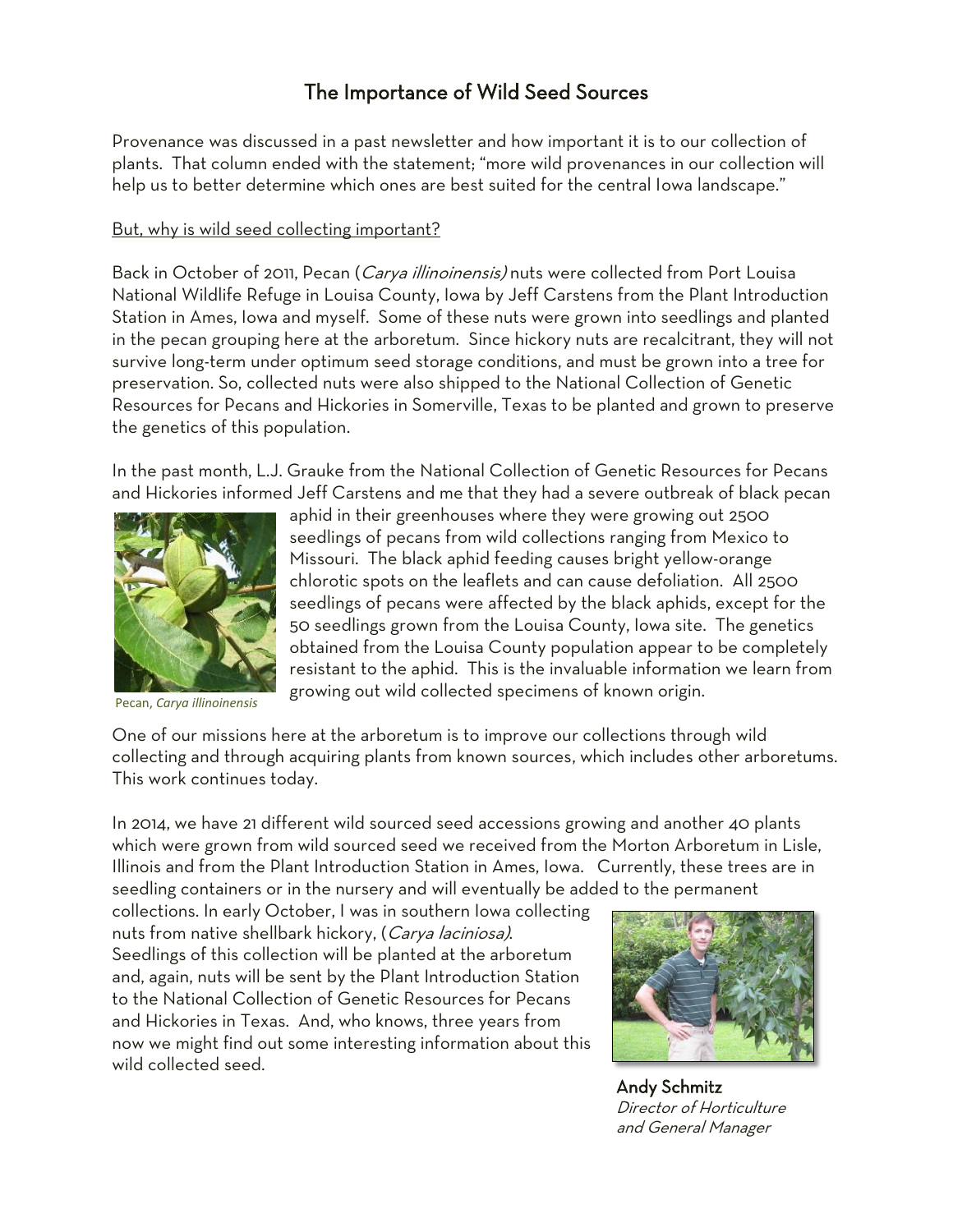# The Importance of Wild Seed Sources

Provenance was discussed in a past newsletter and how important it is to our collection of plants. That column ended with the statement; "more wild provenances in our collection will help us to better determine which ones are best suited for the central Iowa landscape."

But, why is wild seed collecting important?

Back in October of 2011, Pecan (*Carya illinoinensis)* nuts were collected from Port Louisa National Wildlife Refuge in Louisa County, Iowa by Jeff Carstens from the Plant Introduction Station in Ames, Iowa and myself. Some of these nuts were grown into seedlings and planted in the pecan grouping here at the arboretum. Since hickory nuts are recalcitrant, they will not survive long-term under optimum seed storage conditions, and must be grown into a tree for preservation. So, collected nuts were also shipped to the National Collection of Genetic Resources for Pecans and Hickories in Somerville, Texas to be planted and grown to preserve the genetics of this population.

In the past month, L.J. Grauke from the National Collection of Genetic Resources for Pecans and Hickories informed Jeff Carstens and me that they had a severe outbreak of black pecan aphid in their greenhouses where they were growing out 2500 seedlings of pecans from wild collections ranging from Mexico to Missouri. The black aphid feeding causes bright yellow-orange chlorotic spots on the leaflets and can cause defoliation. All 2500 seedlings of pecans were affected by the black aphids, except for the 50 seedlings grown from the Louisa County, Iowa site. The genetics obtained from the Louisa County population appear to be completely resistant to the aphid. This is the invaluable information we learn from growing out wild collected specimens of known origin.

Pecan, *Carya illinoinensis*

One of our missions here at the arboretum is to improve our collections through wild collecting and through acquiring plants from known sources, which includes other arboretums. This work continues today.

In 2014, we have 21 different wild sourced seed accessions growing and another 40 plants which were grown from wild sourced seed we received from the Morton Arboretum in Lisle, Illinois and from the Plant Introduction Station in Ames, Iowa. Currently, these trees are in seedling containers or in the nursery and will eventually be added to the permanent collections. In early October, I was in southern Iowa collecting nuts from native shellbark hickory, (*Carya laciniosa)*. Seedlings of this collection will be planted at the arboretum and, again, nuts will be sent by the Plant Introduction Station to the National Collection of Genetic Resources for Pecans and Hickories in Texas. And, who knows, three years from now we might find out some interesting information about this wild collected seed.

**Andy Schmitz**
*Director of Horticulture and General Manager*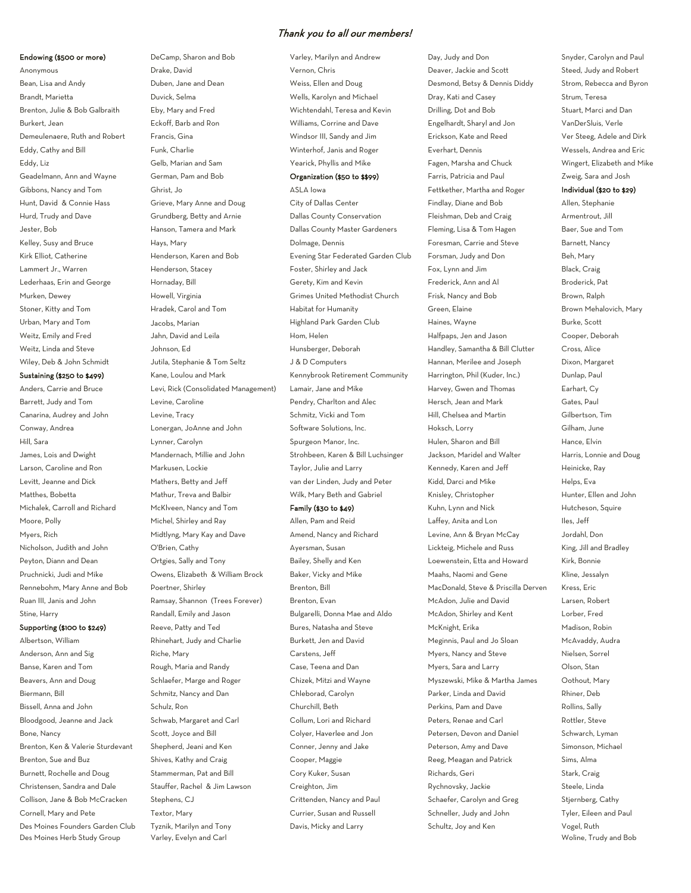*Thank you to all our members!*

**Endowing ($500 or more)**

Anonymous
Bean, Lisa and Andy
Brandt, Marietta
Brenton, Julie & Bob Galbraith
Burkert, Jean
Demeulenaere, Ruth and Robert
Eddy, Cathy and Bill
Eddy, Liz
Geadelmann, Ann and Wayne
Gibbons, Nancy and Tom
Hunt, David & Connie Hass
Hurd, Trudy and Dave
Jester, Bob
Kelley, Susy and Bruce
Kirk Elliot, Catherine
Lammert Jr., Warren
Lederhaas, Erin and George
Murken, Dewey
Stoner, Kitty and Tom
Urban, Mary and Tom
Weitz, Emily and Fred
Weitz, Linda and Steve
Wiley, Deb & John Schmidt

**Sustaining ($250 to $499)**

Anders, Carrie and Bruce
Barrett, Judy and Tom
Canarina, Audrey and John
Conway, Andrea
Hill, Sara
James, Lois and Dwight
Larson, Caroline and Ron
Levitt, Jeanne and Dick
Matthes, Bobetta
Michalek, Carroll and Richard
Moore, Polly
Myers, Rich
Nicholson, Judith and John
Peyton, Diann and Dean
Pruchnicki, Judi and Mike
Rennebohm, Mary Anne and Bob
Ruan III, Janis and John
Stine, Harry

**Supporting ($100 to $249)**

Albertson, William
Anderson, Ann and Sig
Banse, Karen and Tom
Beavers, Ann and Doug
Biermann, Bill
Bissell, Anna and John
Bloodgood, Jeanne and Jack
Bone, Nancy
Brenton, Ken & Valerie Sturdevant
Brenton, Sue and Buz
Burnett, Rochelle and Doug
Christensen, Sandra and Dale
Collison, Jane & Bob McCracken
Cornell, Mary and Pete
Des Moines Founders Garden Club
Des Moines Herb Study Group
DeCamp, Sharon and Bob
Drake, David
Duben, Jane and Dean
Duvick, Selma
Eby, Mary and Fred
Eckoff, Barb and Ron
Francis, Gina
Funk, Charlie
Gelb, Marian and Sam
German, Pam and Bob
Ghrist, Jo
Grieve, Mary Anne and Doug
Grundberg, Betty and Arnie
Hanson, Tamera and Mark
Hays, Mary
Henderson, Karen and Bob
Henderson, Stacey
Hornaday, Bill
Howell, Virginia
Hradek, Carol and Tom
Jacobs, Marian
Jahn, David and Leila
Johnson, Ed
Jutila, Stephanie & Tom Seltz
Kane, Loulou and Mark
Levi, Rick (Consolidated Management)
Levine, Caroline
Levine, Tracy
Lonergan, JoAnne and John
Lynner, Carolyn
Mandernach, Millie and John
Markusen, Lockie
Mathers, Betty and Jeff
Mathur, Treva and Balbir
McKlveen, Nancy and Tom
Michel, Shirley and Ray
Midtlyng, Mary Kay and Dave
O'Brien, Cathy
Ortgies, Sally and Tony
Owens, Elizabeth & William Brock
Poertner, Shirley
Ramsay, Shannon (Trees Forever)
Randall, Emily and Jason
Reeve, Patty and Ted
Rhinehart, Judy and Charlie
Riche, Mary
Rough, Maria and Randy
Schlaefer, Marge and Roger
Schmitz, Nancy and Dan
Schulz, Ron
Schwab, Margaret and Carl
Scott, Joyce and Bill
Shepherd, Jeani and Ken
Shives, Kathy and Craig
Stammerman, Pat and Bill
Stauffer, Rachel & Jim Lawson
Stephens, CJ
Textor, Mary
Tyznik, Marilyn and Tony
Varley, Evelyn and Carl
Varley, Marilyn and Andrew
Vernon, Chris
Weiss, Ellen and Doug
Wells, Karolyn and Michael
Wichtendahl, Teresa and Kevin
Williams, Corrine and Dave
Windsor III, Sandy and Jim
Winterhof, Janis and Roger
Yearick, Phyllis and Mike

**Organization ($50 to $$99)**

ASLA Iowa
City of Dallas Center
Dallas County Conservation
Dallas County Master Gardeners
Dolmage, Dennis
Evening Star Federated Garden Club
Foster, Shirley and Jack
Gerety, Kim and Kevin
Grimes United Methodist Church
Habitat for Humanity
Highland Park Garden Club
Hom, Helen
Hunsberger, Deborah
J & D Computers
Kennybrook Retirement Community
Lamair, Jane and Mike
Pendry, Charlton and Alec
Schmitz, Vicki and Tom
Software Solutions, Inc.
Spurgeon Manor, Inc.
Strohbeen, Karen & Bill Luchsinger
Taylor, Julie and Larry
van der Linden, Judy and Peter
Wilk, Mary Beth and Gabriel

**Family ($30 to $49)**

Allen, Pam and Reid
Amend, Nancy and Richard
Ayersman, Susan
Bailey, Shelly and Ken
Baker, Vicky and Mike
Brenton, Bill
Brenton, Evan
Bulgarelli, Donna Mae and Aldo
Bures, Natasha and Steve
Burkett, Jen and David
Carstens, Jeff
Case, Teena and Dan
Chizek, Mitzi and Wayne
Chleborad, Carolyn
Churchill, Beth
Collum, Lori and Richard
Colyer, Haverlee and Jon
Conner, Jenny and Jake
Cooper, Maggie
Cory Kuker, Susan
Creighton, Jim
Crittenden, Nancy and Paul
Currier, Susan and Russell
Davis, Micky and Larry
Day, Judy and Don
Deaver, Jackie and Scott
Desmond, Betsy & Dennis Diddy
Dray, Kati and Casey
Drilling, Dot and Bob
Engelhardt, Sharyl and Jon
Erickson, Kate and Reed
Everhart, Dennis
Fagen, Marsha and Chuck
Farris, Patricia and Paul
Fettkether, Martha and Roger
Findlay, Diane and Bob
Fleishman, Deb and Craig
Fleming, Lisa & Tom Hagen
Foresman, Carrie and Steve
Forsman, Judy and Don
Fox, Lynn and Jim
Frederick, Ann and Al
Frisk, Nancy and Bob
Green, Elaine
Haines, Wayne
Halfpaps, Jen and Jason
Handley, Samantha & Bill Clutter
Hannan, Merilee and Joseph
Harrington, Phil (Kuder, Inc.)
Harvey, Gwen and Thomas
Hersch, Jean and Mark
Hill, Chelsea and Martin
Hoksch, Lorry
Hulen, Sharon and Bill
Jackson, Maridel and Walter
Kennedy, Karen and Jeff
Kidd, Darci and Mike
Knisley, Christopher
Kuhn, Lynn and Nick
Laffey, Anita and Lon
Levine, Ann & Bryan McCay
Lickteig, Michele and Russ
Loewenstein, Etta and Howard
Maahs, Naomi and Gene
MacDonald, Steve & Priscilla Derven
McAdon, Julie and David
McAdon, Shirley and Kent
McKnight, Erika
Meginnis, Paul and Jo Sloan
Myers, Nancy and Steve
Myers, Sara and Larry
Myszewski, Mike & Martha James
Parker, Linda and David
Perkins, Pam and Dave
Peters, Renae and Carl
Petersen, Devon and Daniel
Peterson, Amy and Dave
Reeg, Meagan and Patrick
Richards, Geri
Rychnovsky, Jackie
Schaefer, Carolyn and Greg
Schneller, Judy and John
Schultz, Joy and Ken
Snyder, Carolyn and Paul
Steed, Judy and Robert
Strom, Rebecca and Byron
Strum, Teresa
Stuart, Marci and Dan
VanDerSluis, Verle
Ver Steeg, Adele and Dirk
Wessels, Andrea and Eric
Wingert, Elizabeth and Mike
Zweig, Sara and Josh

**Individual ($20 to $29)**

Allen, Stephanie
Armentrout, Jill
Baer, Sue and Tom
Barnett, Nancy
Beh, Mary
Black, Craig
Broderick, Pat
Brown, Ralph
Brown Mehalovich, Mary
Burke, Scott
Cooper, Deborah
Cross, Alice
Dixon, Margaret
Dunlap, Paul
Earhart, Cy
Gates, Paul
Gilbertson, Tim
Gilham, June
Hance, Elvin
Harris, Lonnie and Doug
Heinicke, Ray
Helps, Eva
Hunter, Ellen and John
Hutcheson, Squire
Iles, Jeff
Jordahl, Don
King, Jill and Bradley
Kirk, Bonnie
Kline, Jessalyn
Kress, Eric
Larsen, Robert
Lorber, Fred
Madison, Robin
McAvaddy, Audra
Nielsen, Sorrel
Olson, Stan
Oothout, Mary
Rhiner, Deb
Rollins, Sally
Rottler, Steve
Schwarch, Lyman
Simonson, Michael
Sims, Alma
Stark, Craig
Steele, Linda
Stjernberg, Cathy
Tyler, Eileen and Paul
Vogel, Ruth
Woline, Trudy and Bob